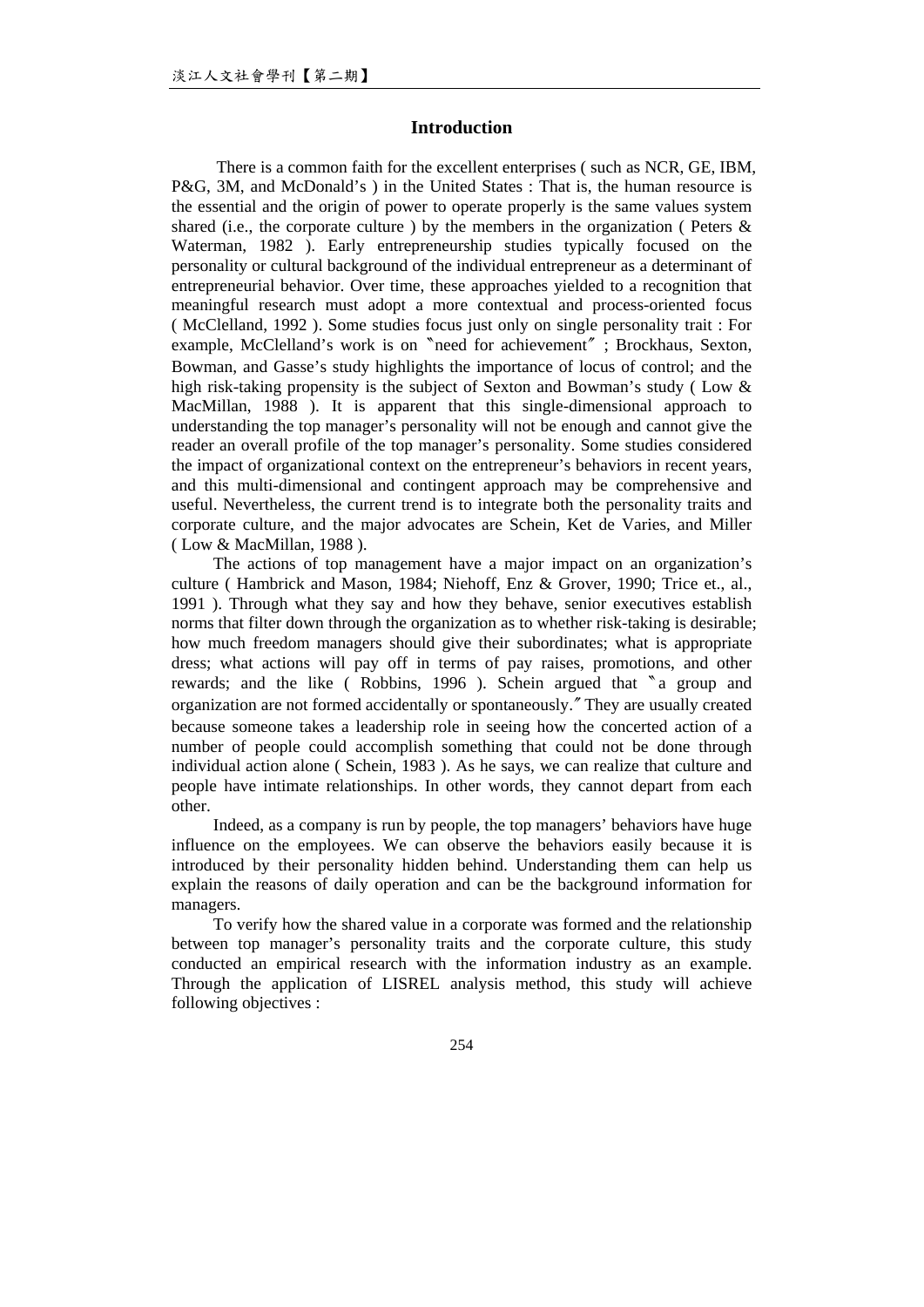## Introduction

There is a common faith for the excellent enterprises ( such as NCR, GE, IBM, P&G, 3M, and McDonald's ) in the United States : That is, the human resource is the essential and the origin of power to operate properly is the same values system shared (i.e., the corporate culture ) by the members in the organization ( Peters & Waterman, 1982 ). Early entrepreneurship studies typically focused on the personality or cultural background of the individual entrepreneur as a determinant of entrepreneurial behavior. Over time, these approaches yielded to a recognition that meaningful research must adopt a more contextual and process-oriented focus ( McClelland, 1992 ). Some studies focus just only on single personality trait : For example, McClelland's work is on 〝need for achievement〞; Brockhaus, Sexton, Bowman, and Gasse's study highlights the importance of locus of control; and the high risk-taking propensity is the subject of Sexton and Bowman's study ( Low & MacMillan, 1988 ). It is apparent that this single-dimensional approach to understanding the top manager's personality will not be enough and cannot give the reader an overall profile of the top manager's personality. Some studies considered the impact of organizational context on the entrepreneur's behaviors in recent years, and this multi-dimensional and contingent approach may be comprehensive and useful. Nevertheless, the current trend is to integrate both the personality traits and corporate culture, and the major advocates are Schein, Ket de Varies, and Miller ( Low & MacMillan, 1988 ).

The actions of top management have a major impact on an organization's culture ( Hambrick and Mason, 1984; Niehoff, Enz & Grover, 1990; Trice et., al., 1991 ). Through what they say and how they behave, senior executives establish norms that filter down through the organization as to whether risk-taking is desirable; how much freedom managers should give their subordinates; what is appropriate dress; what actions will pay off in terms of pay raises, promotions, and other rewards; and the like ( Robbins, 1996 ). Schein argued that 〝a group and organization are not formed accidentally or spontaneously.〞 They are usually created because someone takes a leadership role in seeing how the concerted action of a number of people could accomplish something that could not be done through individual action alone ( Schein, 1983 ). As he says, we can realize that culture and people have intimate relationships. In other words, they cannot depart from each other.

Indeed, as a company is run by people, the top managers' behaviors have huge influence on the employees. We can observe the behaviors easily because it is introduced by their personality hidden behind. Understanding them can help us explain the reasons of daily operation and can be the background information for managers.

To verify how the shared value in a corporate was formed and the relationship between top manager's personality traits and the corporate culture, this study conducted an empirical research with the information industry as an example. Through the application of LISREL analysis method, this study will achieve following objectives :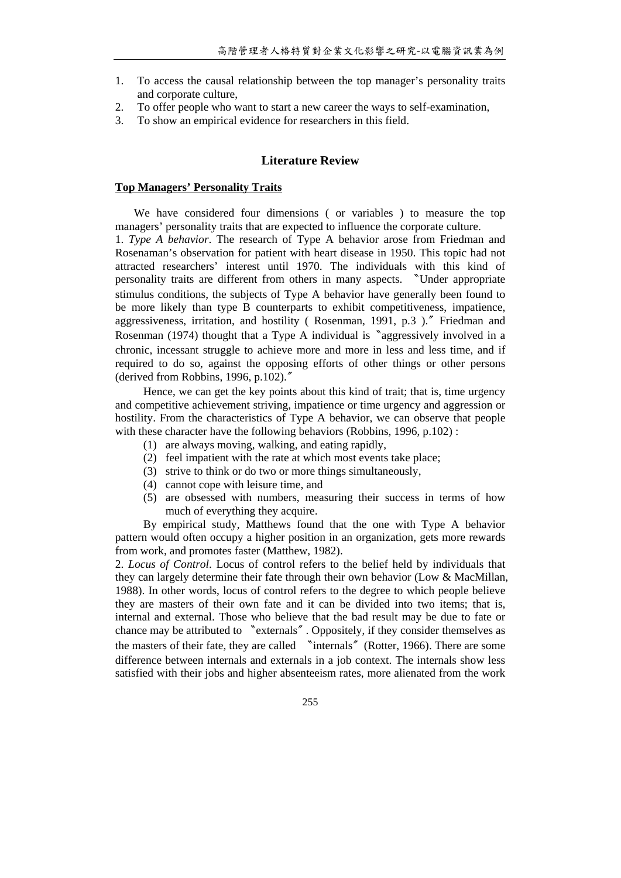1. To access the causal relationship between the top manager's personality traits and corporate culture,
2. To offer people who want to start a new career the ways to self-examination,
3. To show an empirical evidence for researchers in this field.

## Literature Review

### Top Managers' Personality Traits

We have considered four dimensions ( or variables ) to measure the top managers' personality traits that are expected to influence the corporate culture.

1. *Type A behavior*. The research of Type A behavior arose from Friedman and Rosenaman's observation for patient with heart disease in 1950. This topic had not attracted researchers' interest until 1970. The individuals with this kind of personality traits are different from others in many aspects. 〝Under appropriate stimulus conditions, the subjects of Type A behavior have generally been found to be more likely than type B counterparts to exhibit competitiveness, impatience, aggressiveness, irritation, and hostility ( Rosenman, 1991, p.3 ).〞 Friedman and Rosenman (1974) thought that a Type A individual is 〝aggressively involved in a chronic, incessant struggle to achieve more and more in less and less time, and if required to do so, against the opposing efforts of other things or other persons (derived from Robbins, 1996, p.102).〞

Hence, we can get the key points about this kind of trait; that is, time urgency and competitive achievement striving, impatience or time urgency and aggression or hostility. From the characteristics of Type A behavior, we can observe that people with these character have the following behaviors (Robbins, 1996, p.102) :

(1) are always moving, walking, and eating rapidly,
(2) feel impatient with the rate at which most events take place;
(3) strive to think or do two or more things simultaneously,
(4) cannot cope with leisure time, and
(5) are obsessed with numbers, measuring their success in terms of how much of everything they acquire.

By empirical study, Matthews found that the one with Type A behavior pattern would often occupy a higher position in an organization, gets more rewards from work, and promotes faster (Matthew, 1982).

2. *Locus of Control*. Locus of control refers to the belief held by individuals that they can largely determine their fate through their own behavior (Low & MacMillan, 1988). In other words, locus of control refers to the degree to which people believe they are masters of their own fate and it can be divided into two items; that is, internal and external. Those who believe that the bad result may be due to fate or chance may be attributed to 〝externals〞. Oppositely, if they consider themselves as the masters of their fate, they are called 〝internals〞 (Rotter, 1966). There are some difference between internals and externals in a job context. The internals show less satisfied with their jobs and higher absenteeism rates, more alienated from the work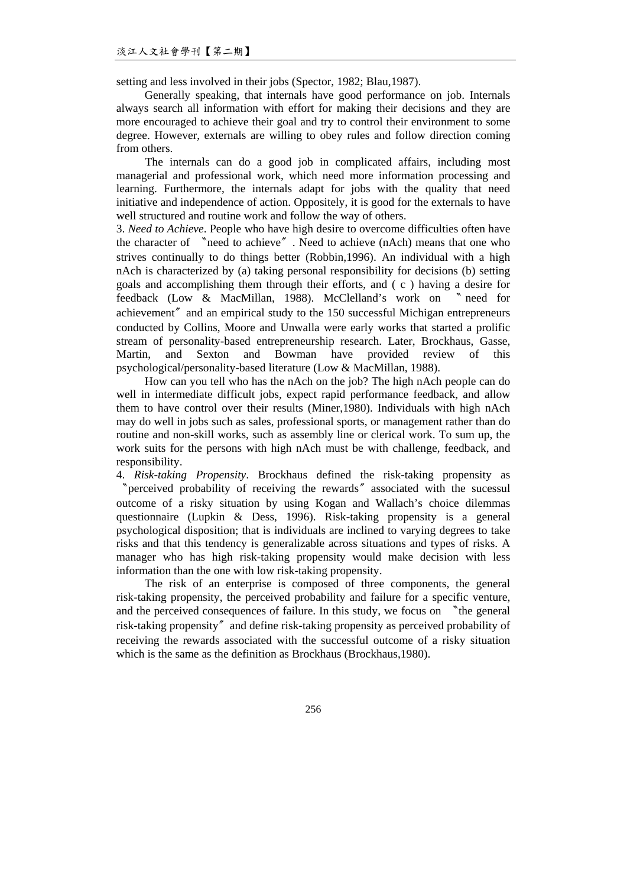setting and less involved in their jobs (Spector, 1982; Blau,1987).

Generally speaking, that internals have good performance on job. Internals always search all information with effort for making their decisions and they are more encouraged to achieve their goal and try to control their environment to some degree. However, externals are willing to obey rules and follow direction coming from others.

The internals can do a good job in complicated affairs, including most managerial and professional work, which need more information processing and learning. Furthermore, the internals adapt for jobs with the quality that need initiative and independence of action. Oppositely, it is good for the externals to have well structured and routine work and follow the way of others.

3. *Need to Achieve*. People who have high desire to overcome difficulties often have the character of 〝need to achieve〞. Need to achieve (nAch) means that one who strives continually to do things better (Robbin,1996). An individual with a high nAch is characterized by (a) taking personal responsibility for decisions (b) setting goals and accomplishing them through their efforts, and ( c ) having a desire for feedback (Low & MacMillan, 1988). McClelland's work on 〝need for achievement〞 and an empirical study to the 150 successful Michigan entrepreneurs conducted by Collins, Moore and Unwalla were early works that started a prolific stream of personality-based entrepreneurship research. Later, Brockhaus, Gasse, Martin, and Sexton and Bowman have provided review of this psychological/personality-based literature (Low & MacMillan, 1988).

How can you tell who has the nAch on the job? The high nAch people can do well in intermediate difficult jobs, expect rapid performance feedback, and allow them to have control over their results (Miner,1980). Individuals with high nAch may do well in jobs such as sales, professional sports, or management rather than do routine and non-skill works, such as assembly line or clerical work. To sum up, the work suits for the persons with high nAch must be with challenge, feedback, and responsibility.

4. *Risk-taking Propensity*. Brockhaus defined the risk-taking propensity as 〝perceived probability of receiving the rewards〞 associated with the sucessul outcome of a risky situation by using Kogan and Wallach's choice dilemmas questionnaire (Lupkin & Dess, 1996). Risk-taking propensity is a general psychological disposition; that is individuals are inclined to varying degrees to take risks and that this tendency is generalizable across situations and types of risks. A manager who has high risk-taking propensity would make decision with less information than the one with low risk-taking propensity.

The risk of an enterprise is composed of three components, the general risk-taking propensity, the perceived probability and failure for a specific venture, and the perceived consequences of failure. In this study, we focus on 〝the general risk-taking propensity〞 and define risk-taking propensity as perceived probability of receiving the rewards associated with the successful outcome of a risky situation which is the same as the definition as Brockhaus (Brockhaus,1980).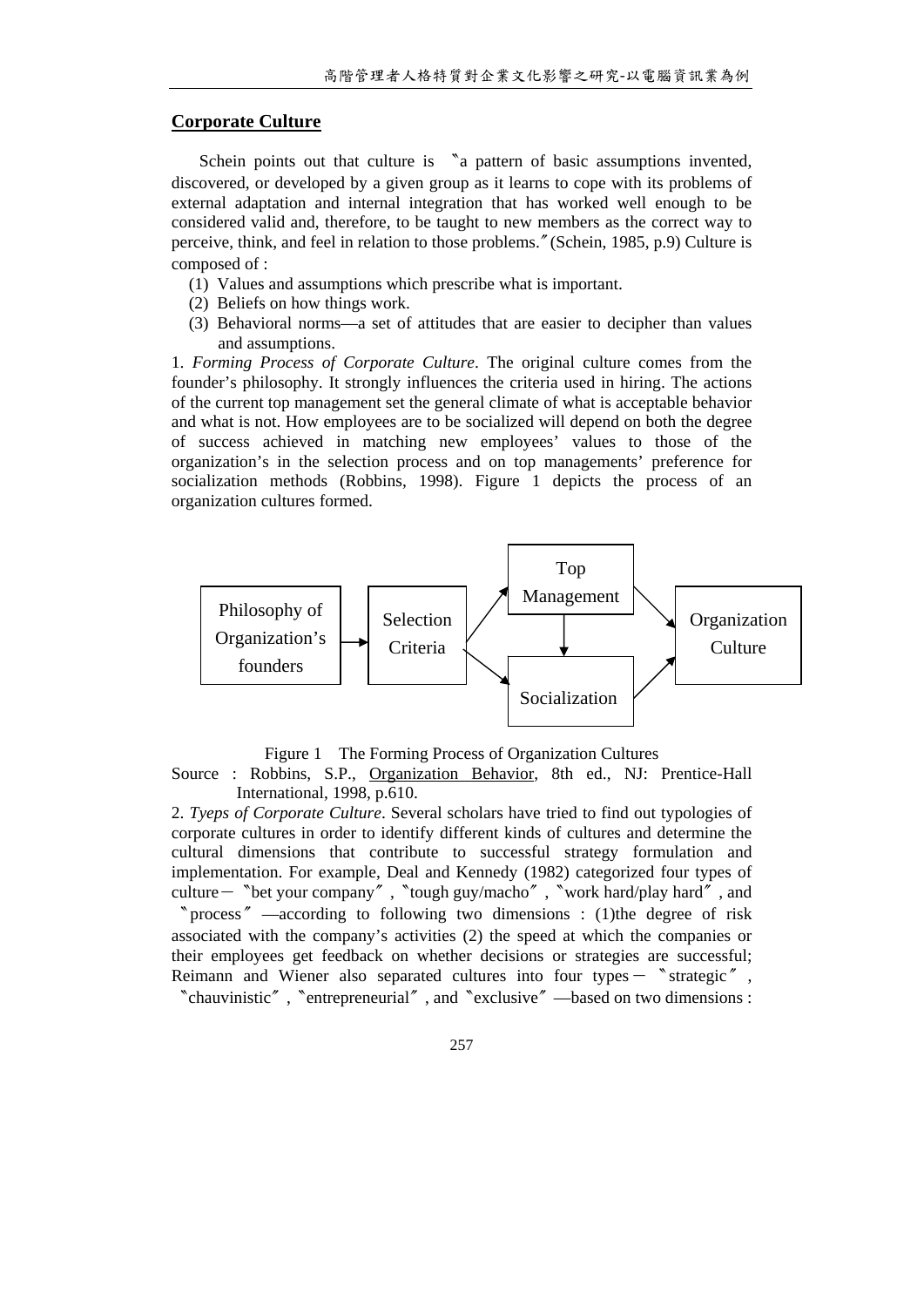## Corporate Culture

Schein points out that culture is 〝a pattern of basic assumptions invented, discovered, or developed by a given group as it learns to cope with its problems of external adaptation and internal integration that has worked well enough to be considered valid and, therefore, to be taught to new members as the correct way to perceive, think, and feel in relation to those problems.〞(Schein, 1985, p.9) Culture is composed of :

(1) Values and assumptions which prescribe what is important.
(2) Beliefs on how things work.
(3) Behavioral norms—a set of attitudes that are easier to decipher than values and assumptions.

1. *Forming Process of Corporate Culture*. The original culture comes from the founder's philosophy. It strongly influences the criteria used in hiring. The actions of the current top management set the general climate of what is acceptable behavior and what is not. How employees are to be socialized will depend on both the degree of success achieved in matching new employees' values to those of the organization's in the selection process and on top managements' preference for socialization methods (Robbins, 1998). Figure 1 depicts the process of an organization cultures formed.

```
Philosophy of            Selection  --> Top Management --> Organization
Organization's founders  --> Criteria        |               Culture
                                    --> Socialization  -->
```

Figure 1 The Forming Process of Organization Cultures

Source : Robbins, S.P., Organization Behavior, 8th ed., NJ: Prentice-Hall International, 1998, p.610.

2. *Tyeps of Corporate Culture*. Several scholars have tried to find out typologies of corporate cultures in order to identify different kinds of cultures and determine the cultural dimensions that contribute to successful strategy formulation and implementation. For example, Deal and Kennedy (1982) categorized four types of culture－〝bet your company〞,〝tough guy/macho〞,〝work hard/play hard〞, and 〝process〞—according to following two dimensions : (1)the degree of risk associated with the company's activities (2) the speed at which the companies or their employees get feedback on whether decisions or strategies are successful; Reimann and Wiener also separated cultures into four types－〝strategic〞, 〝chauvinistic〞,〝entrepreneurial〞, and〝exclusive〞—based on two dimensions :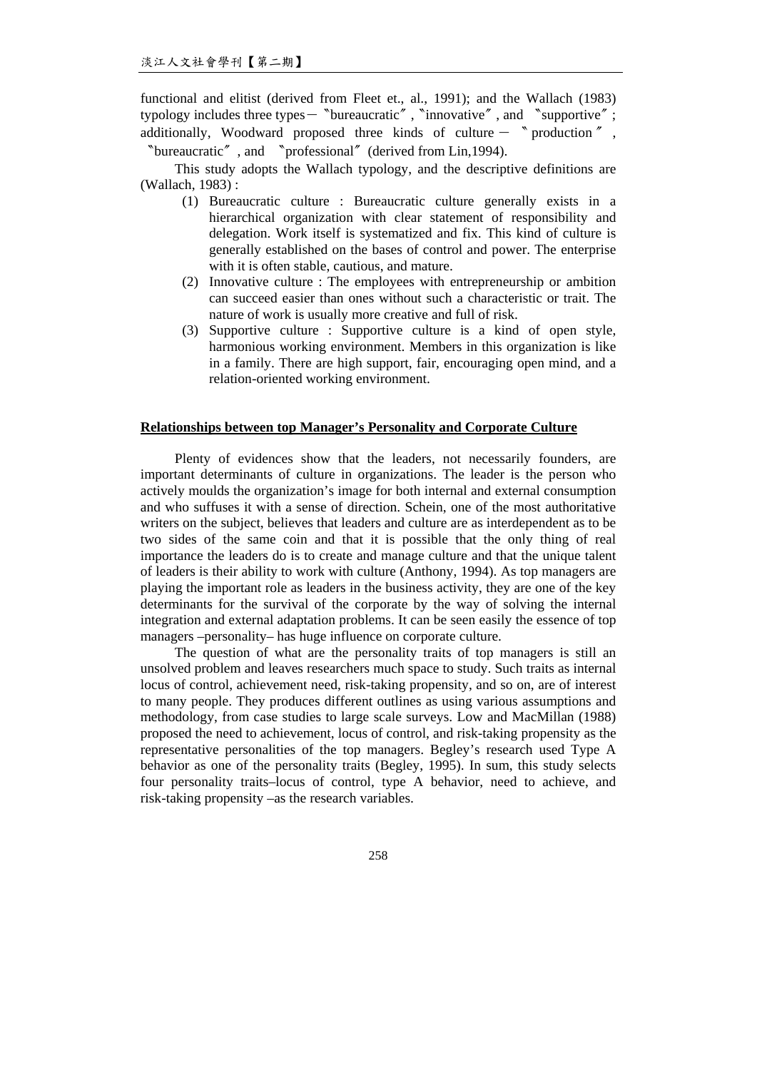functional and elitist (derived from Fleet et., al., 1991); and the Wallach (1983) typology includes three types－〝bureaucratic〞,〝innovative〞, and 〝supportive〞; additionally, Woodward proposed three kinds of culture－〝production〞, 〝bureaucratic〞, and 〝professional〞(derived from Lin,1994).

This study adopts the Wallach typology, and the descriptive definitions are (Wallach, 1983) :

(1) Bureaucratic culture : Bureaucratic culture generally exists in a hierarchical organization with clear statement of responsibility and delegation. Work itself is systematized and fix. This kind of culture is generally established on the bases of control and power. The enterprise with it is often stable, cautious, and mature.

(2) Innovative culture : The employees with entrepreneurship or ambition can succeed easier than ones without such a characteristic or trait. The nature of work is usually more creative and full of risk.

(3) Supportive culture : Supportive culture is a kind of open style, harmonious working environment. Members in this organization is like in a family. There are high support, fair, encouraging open mind, and a relation-oriented working environment.

## Relationships between top Manager's Personality and Corporate Culture

Plenty of evidences show that the leaders, not necessarily founders, are important determinants of culture in organizations. The leader is the person who actively moulds the organization's image for both internal and external consumption and who suffuses it with a sense of direction. Schein, one of the most authoritative writers on the subject, believes that leaders and culture are as interdependent as to be two sides of the same coin and that it is possible that the only thing of real importance the leaders do is to create and manage culture and that the unique talent of leaders is their ability to work with culture (Anthony, 1994). As top managers are playing the important role as leaders in the business activity, they are one of the key determinants for the survival of the corporate by the way of solving the internal integration and external adaptation problems. It can be seen easily the essence of top managers –personality– has huge influence on corporate culture.

The question of what are the personality traits of top managers is still an unsolved problem and leaves researchers much space to study. Such traits as internal locus of control, achievement need, risk-taking propensity, and so on, are of interest to many people. They produces different outlines as using various assumptions and methodology, from case studies to large scale surveys. Low and MacMillan (1988) proposed the need to achievement, locus of control, and risk-taking propensity as the representative personalities of the top managers. Begley's research used Type A behavior as one of the personality traits (Begley, 1995). In sum, this study selects four personality traits–locus of control, type A behavior, need to achieve, and risk-taking propensity –as the research variables.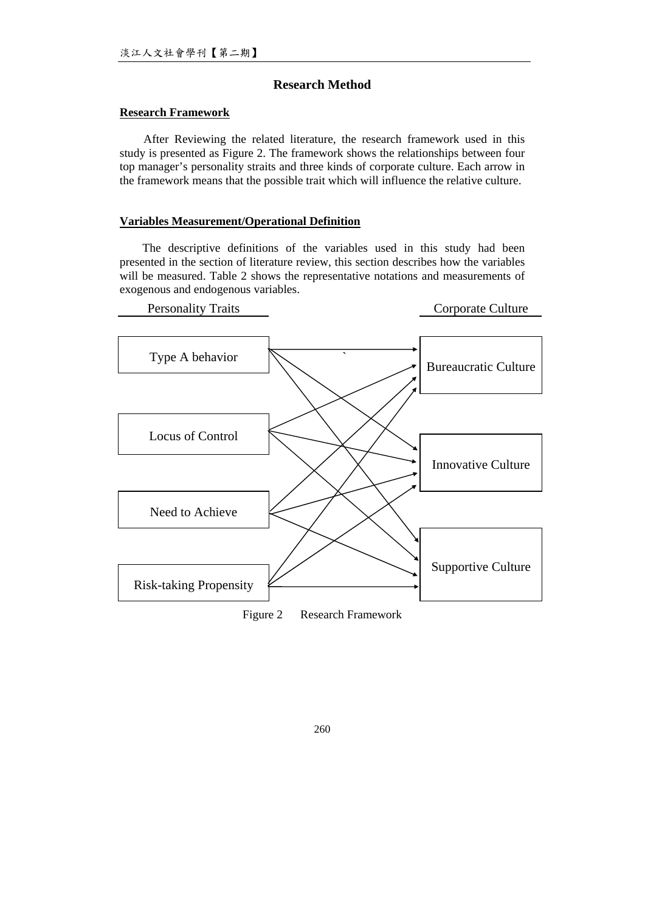# Research Method

## Research Framework

After Reviewing the related literature, the research framework used in this study is presented as Figure 2. The framework shows the relationships between four top manager's personality straits and three kinds of corporate culture. Each arrow in the framework means that the possible trait which will influence the relative culture.

## Variables Measurement/Operational Definition

The descriptive definitions of the variables used in this study had been presented in the section of literature review, this section describes how the variables will be measured. Table 2 shows the representative notations and measurements of exogenous and endogenous variables.

Personality Traits

Type A behavior

Locus of Control

Need to Achieve

Risk-taking Propensity

Corporate Culture

Bureaucratic Culture

Innovative Culture

Supportive Culture

Figure 2 Research Framework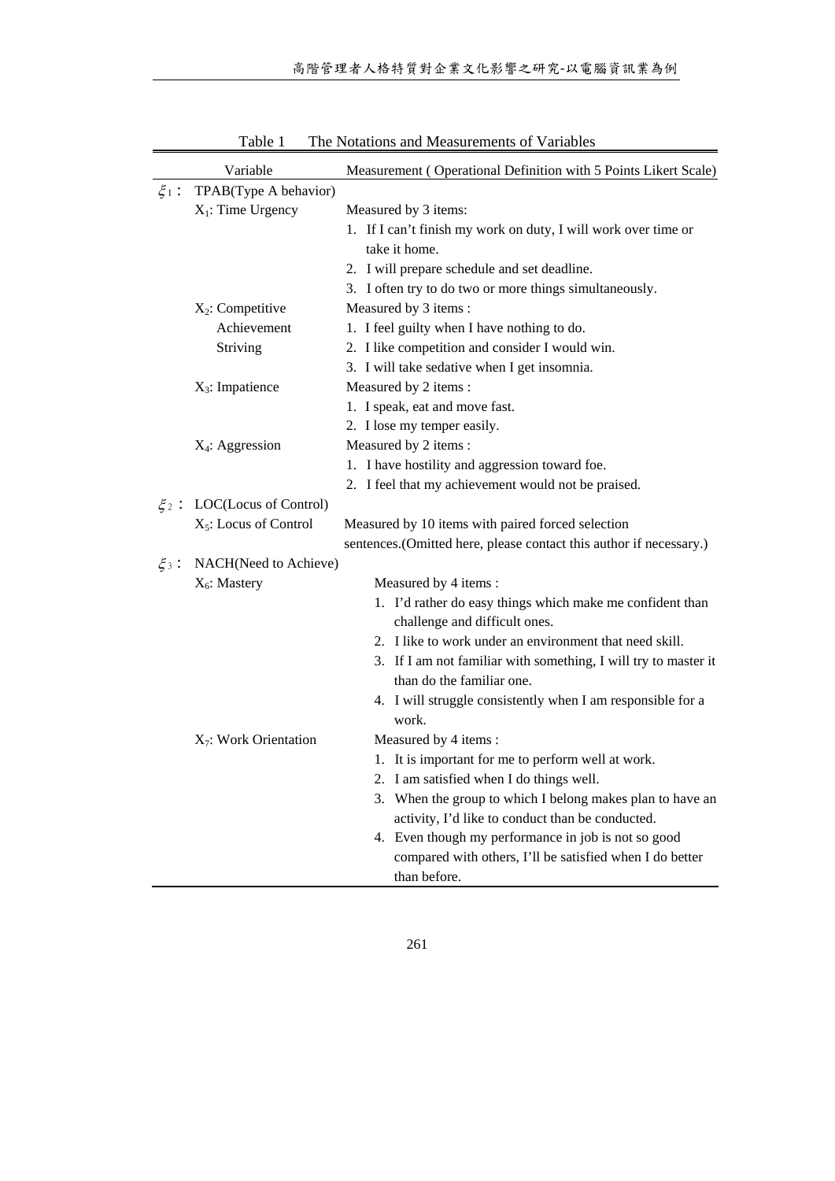Table 1 The Notations and Measurements of Variables

| | Variable | Measurement ( Operational Definition with 5 Points Likert Scale) |
|---|---|---|
| $\xi_1$ : | TPAB(Type A behavior) | |
| | $X_1$: Time Urgency | Measured by 3 items:<br>1. If I can't finish my work on duty, I will work over time or take it home.<br>2. I will prepare schedule and set deadline.<br>3. I often try to do two or more things simultaneously. |
| | $X_2$: Competitive Achievement Striving | Measured by 3 items :<br>1. I feel guilty when I have nothing to do.<br>2. I like competition and consider I would win.<br>3. I will take sedative when I get insomnia. |
| | $X_3$: Impatience | Measured by 2 items :<br>1. I speak, eat and move fast.<br>2. I lose my temper easily. |
| | $X_4$: Aggression | Measured by 2 items :<br>1. I have hostility and aggression toward foe.<br>2. I feel that my achievement would not be praised. |
| $\xi_2$ : | LOC(Locus of Control) | |
| | $X_5$: Locus of Control | Measured by 10 items with paired forced selection sentences.(Omitted here, please contact this author if necessary.) |
| $\xi_3$ : | NACH(Need to Achieve) | |
| | $X_6$: Mastery | Measured by 4 items :<br>1. I'd rather do easy things which make me confident than challenge and difficult ones.<br>2. I like to work under an environment that need skill.<br>3. If I am not familiar with something, I will try to master it than do the familiar one.<br>4. I will struggle consistently when I am responsible for a work. |
| | $X_7$: Work Orientation | Measured by 4 items :<br>1. It is important for me to perform well at work.<br>2. I am satisfied when I do things well.<br>3. When the group to which I belong makes plan to have an activity, I'd like to conduct than be conducted.<br>4. Even though my performance in job is not so good compared with others, I'll be satisfied when I do better than before. |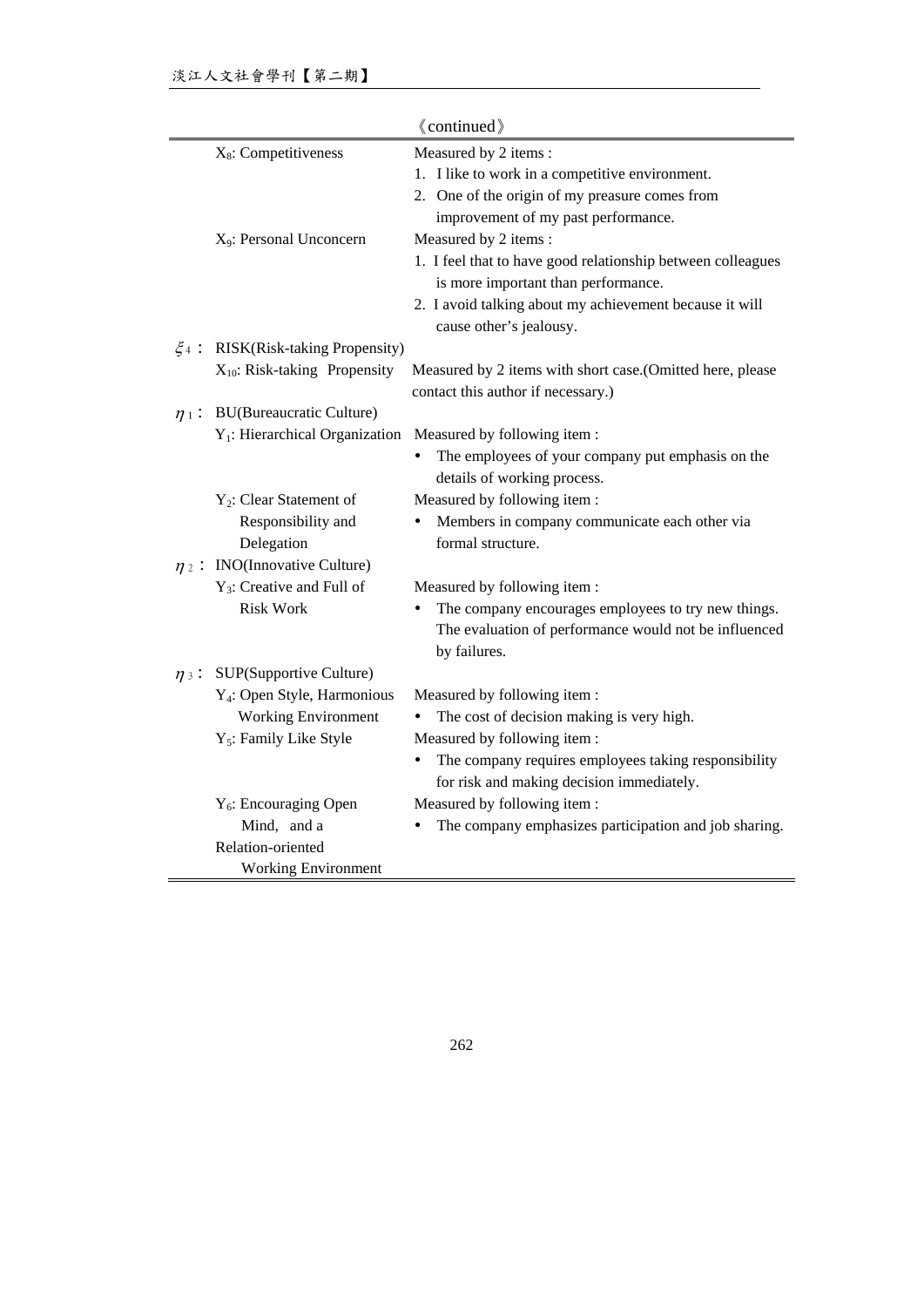《continued》

| | | |
|---|---|---|
| | $X_8$: Competitiveness | Measured by 2 items :<br>1. I like to work in a competitive environment.<br>2. One of the origin of my preasure comes from improvement of my past performance. |
| | $X_9$: Personal Unconcern | Measured by 2 items :<br>1. I feel that to have good relationship between colleagues is more important than performance.<br>2. I avoid talking about my achievement because it will cause other's jealousy. |
| $\xi_4$ : | RISK(Risk-taking Propensity) | |
| | $X_{10}$: Risk-taking Propensity | Measured by 2 items with short case.(Omitted here, please contact this author if necessary.) |
| $\eta_1$ : | BU(Bureaucratic Culture) | |
| | $Y_1$: Hierarchical Organization | Measured by following item :<br>• The employees of your company put emphasis on the details of working process. |
| | $Y_2$: Clear Statement of Responsibility and Delegation | Measured by following item :<br>• Members in company communicate each other via formal structure. |
| $\eta_2$ : | INO(Innovative Culture) | |
| | $Y_3$: Creative and Full of Risk Work | Measured by following item :<br>• The company encourages employees to try new things. The evaluation of performance would not be influenced by failures. |
| $\eta_3$ : | SUP(Supportive Culture) | |
| | $Y_4$: Open Style, Harmonious Working Environment | Measured by following item :<br>• The cost of decision making is very high. |
| | $Y_5$: Family Like Style | Measured by following item :<br>• The company requires employees taking responsibility for risk and making decision immediately. |
| | $Y_6$: Encouraging Open Mind, and a Relation-oriented Working Environment | Measured by following item :<br>• The company emphasizes participation and job sharing. |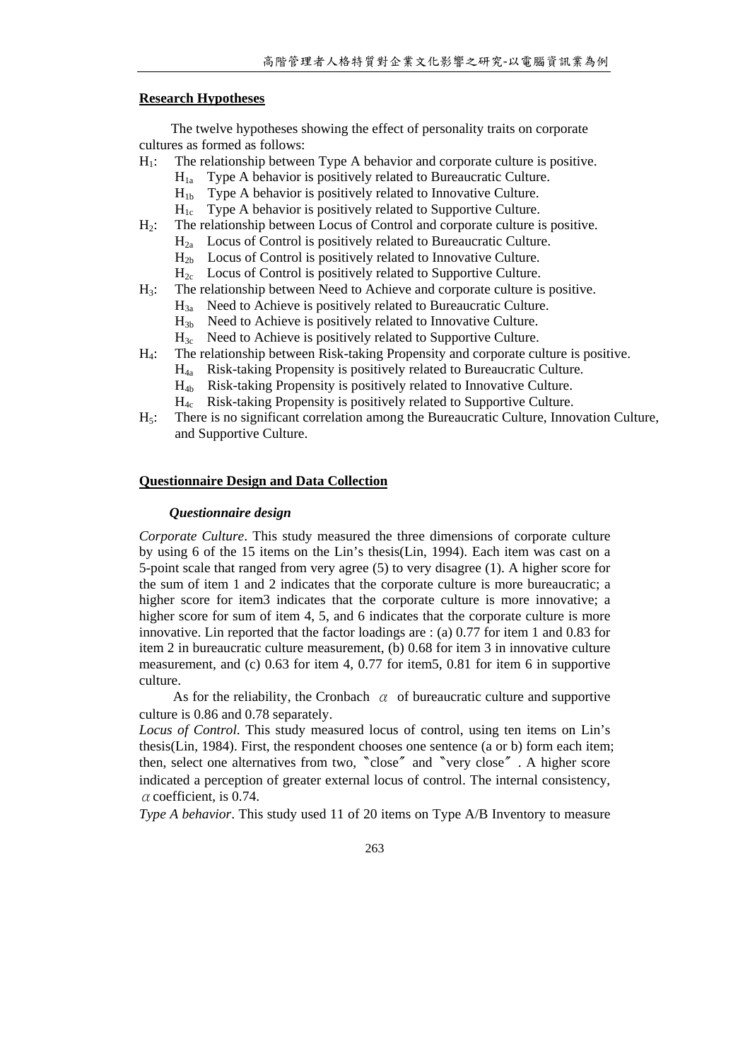**Research Hypotheses**

The twelve hypotheses showing the effect of personality traits on corporate cultures as formed as follows:

$H_1$: The relationship between Type A behavior and corporate culture is positive.

- $H_{1a}$ Type A behavior is positively related to Bureaucratic Culture.
- $H_{1b}$ Type A behavior is positively related to Innovative Culture.
- $H_{1c}$ Type A behavior is positively related to Supportive Culture.

$H_2$: The relationship between Locus of Control and corporate culture is positive.

- $H_{2a}$ Locus of Control is positively related to Bureaucratic Culture.
- $H_{2b}$ Locus of Control is positively related to Innovative Culture.
- $H_{2c}$ Locus of Control is positively related to Supportive Culture.

$H_3$: The relationship between Need to Achieve and corporate culture is positive.

- $H_{3a}$ Need to Achieve is positively related to Bureaucratic Culture.
- $H_{3b}$ Need to Achieve is positively related to Innovative Culture.
- $H_{3c}$ Need to Achieve is positively related to Supportive Culture.

$H_4$: The relationship between Risk-taking Propensity and corporate culture is positive.

- $H_{4a}$ Risk-taking Propensity is positively related to Bureaucratic Culture.
- $H_{4b}$ Risk-taking Propensity is positively related to Innovative Culture.
- $H_{4c}$ Risk-taking Propensity is positively related to Supportive Culture.

$H_5$: There is no significant correlation among the Bureaucratic Culture, Innovation Culture, and Supportive Culture.

**Questionnaire Design and Data Collection**

***Questionnaire design***

*Corporate Culture*. This study measured the three dimensions of corporate culture by using 6 of the 15 items on the Lin's thesis(Lin, 1994). Each item was cast on a 5-point scale that ranged from very agree (5) to very disagree (1). A higher score for the sum of item 1 and 2 indicates that the corporate culture is more bureaucratic; a higher score for item3 indicates that the corporate culture is more innovative; a higher score for sum of item 4, 5, and 6 indicates that the corporate culture is more innovative. Lin reported that the factor loadings are : (a) 0.77 for item 1 and 0.83 for item 2 in bureaucratic culture measurement, (b) 0.68 for item 3 in innovative culture measurement, and (c) 0.63 for item 4, 0.77 for item5, 0.81 for item 6 in supportive culture.

As for the reliability, the Cronbach $\alpha$ of bureaucratic culture and supportive culture is 0.86 and 0.78 separately.

*Locus of Control*. This study measured locus of control, using ten items on Lin's thesis(Lin, 1984). First, the respondent chooses one sentence (a or b) form each item; then, select one alternatives from two, 〝close〞 and 〝very close〞. A higher score indicated a perception of greater external locus of control. The internal consistency, $\alpha$ coefficient, is 0.74.

*Type A behavior*. This study used 11 of 20 items on Type A/B Inventory to measure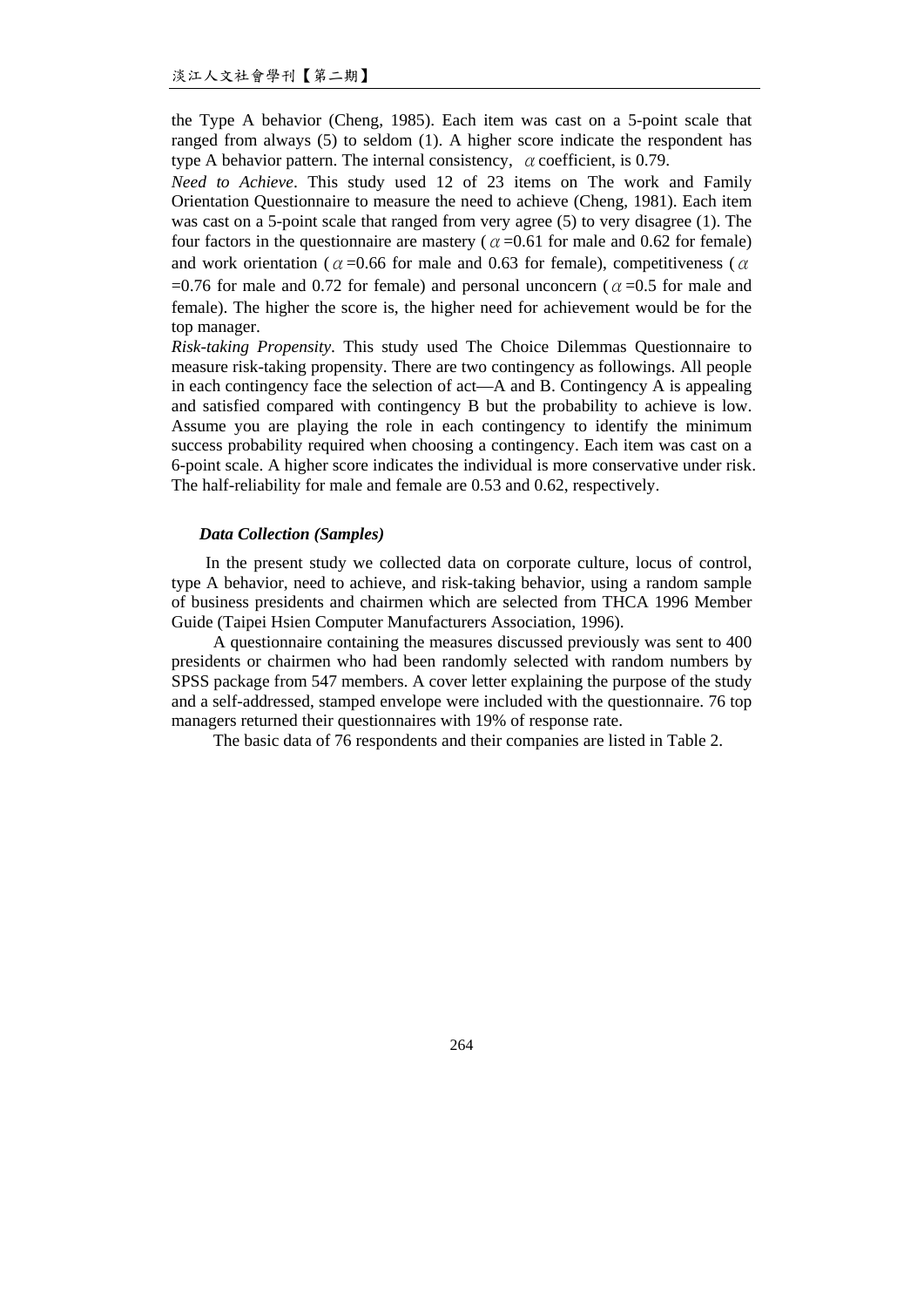the Type A behavior (Cheng, 1985). Each item was cast on a 5-point scale that ranged from always (5) to seldom (1). A higher score indicate the respondent has type A behavior pattern. The internal consistency, $\alpha$ coefficient, is 0.79.

*Need to Achieve*. This study used 12 of 23 items on The work and Family Orientation Questionnaire to measure the need to achieve (Cheng, 1981). Each item was cast on a 5-point scale that ranged from very agree (5) to very disagree (1). The four factors in the questionnaire are mastery ($\alpha$=0.61 for male and 0.62 for female) and work orientation ($\alpha$=0.66 for male and 0.63 for female), competitiveness ($\alpha$=0.76 for male and 0.72 for female) and personal unconcern ($\alpha$=0.5 for male and female). The higher the score is, the higher need for achievement would be for the top manager.

*Risk-taking Propensity*. This study used The Choice Dilemmas Questionnaire to measure risk-taking propensity. There are two contingency as followings. All people in each contingency face the selection of act—A and B. Contingency A is appealing and satisfied compared with contingency B but the probability to achieve is low. Assume you are playing the role in each contingency to identify the minimum success probability required when choosing a contingency. Each item was cast on a 6-point scale. A higher score indicates the individual is more conservative under risk. The half-reliability for male and female are 0.53 and 0.62, respectively.

### *Data Collection (Samples)*

In the present study we collected data on corporate culture, locus of control, type A behavior, need to achieve, and risk-taking behavior, using a random sample of business presidents and chairmen which are selected from THCA 1996 Member Guide (Taipei Hsien Computer Manufacturers Association, 1996).

A questionnaire containing the measures discussed previously was sent to 400 presidents or chairmen who had been randomly selected with random numbers by SPSS package from 547 members. A cover letter explaining the purpose of the study and a self-addressed, stamped envelope were included with the questionnaire. 76 top managers returned their questionnaires with 19% of response rate.

The basic data of 76 respondents and their companies are listed in Table 2.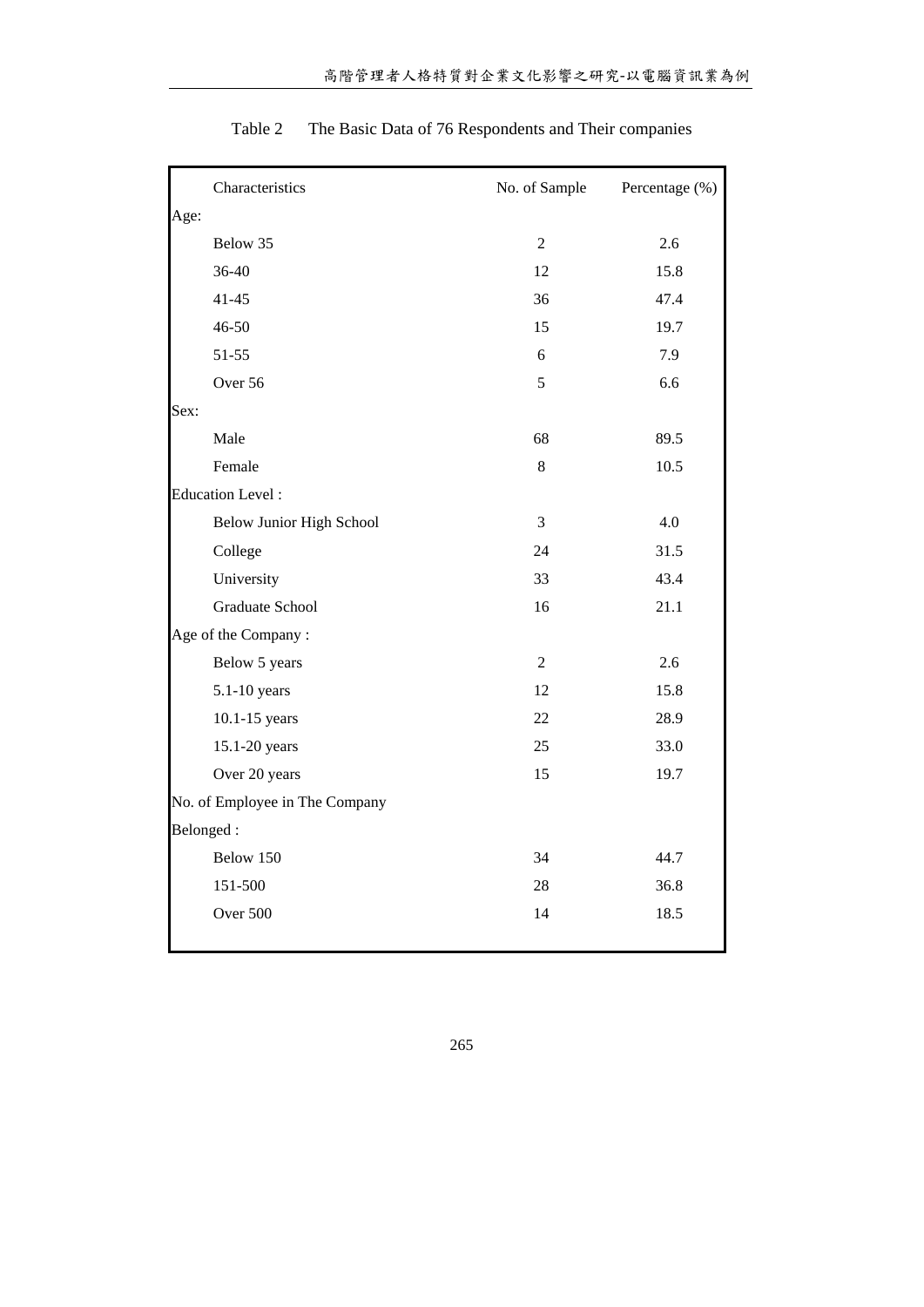Table 2　The Basic Data of 76 Respondents and Their companies

| Characteristics | No. of Sample | Percentage (%) |
| --- | --- | --- |
| Age: | | |
| Below 35 | 2 | 2.6 |
| 36-40 | 12 | 15.8 |
| 41-45 | 36 | 47.4 |
| 46-50 | 15 | 19.7 |
| 51-55 | 6 | 7.9 |
| Over 56 | 5 | 6.6 |
| Sex: | | |
| Male | 68 | 89.5 |
| Female | 8 | 10.5 |
| Education Level : | | |
| Below Junior High School | 3 | 4.0 |
| College | 24 | 31.5 |
| University | 33 | 43.4 |
| Graduate School | 16 | 21.1 |
| Age of the Company : | | |
| Below 5 years | 2 | 2.6 |
| 5.1-10 years | 12 | 15.8 |
| 10.1-15 years | 22 | 28.9 |
| 15.1-20 years | 25 | 33.0 |
| Over 20 years | 15 | 19.7 |
| No. of Employee in The Company Belonged : | | |
| Below 150 | 34 | 44.7 |
| 151-500 | 28 | 36.8 |
| Over 500 | 14 | 18.5 |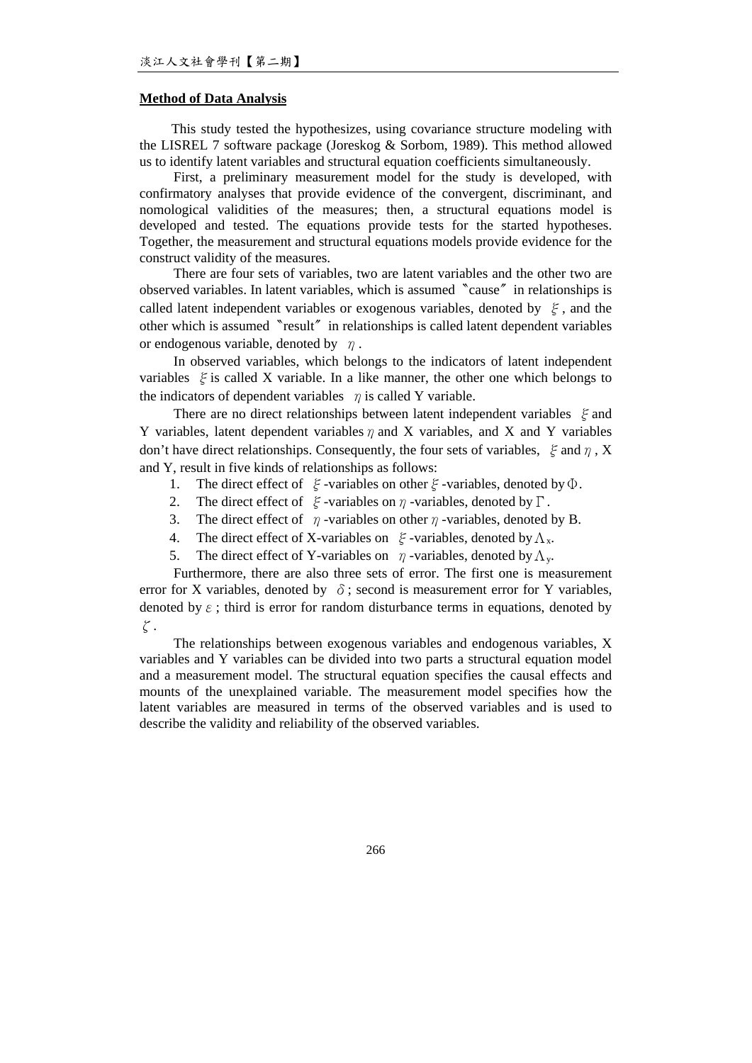**Method of Data Analysis**

This study tested the hypothesizes, using covariance structure modeling with the LISREL 7 software package (Joreskog & Sorbom, 1989). This method allowed us to identify latent variables and structural equation coefficients simultaneously.

First, a preliminary measurement model for the study is developed, with confirmatory analyses that provide evidence of the convergent, discriminant, and nomological validities of the measures; then, a structural equations model is developed and tested. The equations provide tests for the started hypotheses. Together, the measurement and structural equations models provide evidence for the construct validity of the measures.

There are four sets of variables, two are latent variables and the other two are observed variables. In latent variables, which is assumed 〝cause〞 in relationships is called latent independent variables or exogenous variables, denoted by $\xi$, and the other which is assumed 〝result〞 in relationships is called latent dependent variables or endogenous variable, denoted by $\eta$.

In observed variables, which belongs to the indicators of latent independent variables $\xi$ is called X variable. In a like manner, the other one which belongs to the indicators of dependent variables $\eta$ is called Y variable.

There are no direct relationships between latent independent variables $\xi$ and Y variables, latent dependent variables $\eta$ and X variables, and X and Y variables don't have direct relationships. Consequently, the four sets of variables, $\xi$ and $\eta$, X and Y, result in five kinds of relationships as follows:

1. The direct effect of $\xi$-variables on other $\xi$-variables, denoted by $\Phi$.
2. The direct effect of $\xi$-variables on $\eta$-variables, denoted by $\Gamma$.
3. The direct effect of $\eta$-variables on other $\eta$-variables, denoted by B.
4. The direct effect of X-variables on $\xi$-variables, denoted by $\Lambda_x$.
5. The direct effect of Y-variables on $\eta$-variables, denoted by $\Lambda_y$.

Furthermore, there are also three sets of error. The first one is measurement error for X variables, denoted by $\delta$; second is measurement error for Y variables, denoted by $\varepsilon$; third is error for random disturbance terms in equations, denoted by $\zeta$.

The relationships between exogenous variables and endogenous variables, X variables and Y variables can be divided into two parts a structural equation model and a measurement model. The structural equation specifies the causal effects and mounts of the unexplained variable. The measurement model specifies how the latent variables are measured in terms of the observed variables and is used to describe the validity and reliability of the observed variables.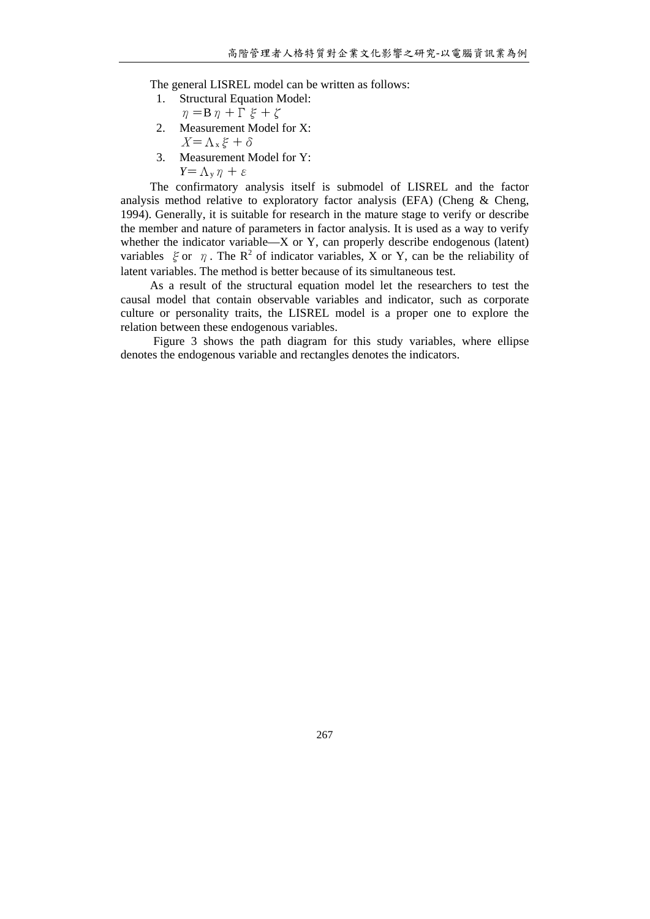The general LISREL model can be written as follows:

1. Structural Equation Model:
   $\eta = B\eta + \Gamma\xi + \zeta$
2. Measurement Model for X:
   $X = \Lambda_x \xi + \delta$
3. Measurement Model for Y:
   $Y = \Lambda_y \eta + \varepsilon$

The confirmatory analysis itself is submodel of LISREL and the factor analysis method relative to exploratory factor analysis (EFA) (Cheng & Cheng, 1994). Generally, it is suitable for research in the mature stage to verify or describe the member and nature of parameters in factor analysis. It is used as a way to verify whether the indicator variable—X or Y, can properly describe endogenous (latent) variables $\xi$ or $\eta$. The $R^2$ of indicator variables, X or Y, can be the reliability of latent variables. The method is better because of its simultaneous test.

As a result of the structural equation model let the researchers to test the causal model that contain observable variables and indicator, such as corporate culture or personality traits, the LISREL model is a proper one to explore the relation between these endogenous variables.

Figure 3 shows the path diagram for this study variables, where ellipse denotes the endogenous variable and rectangles denotes the indicators.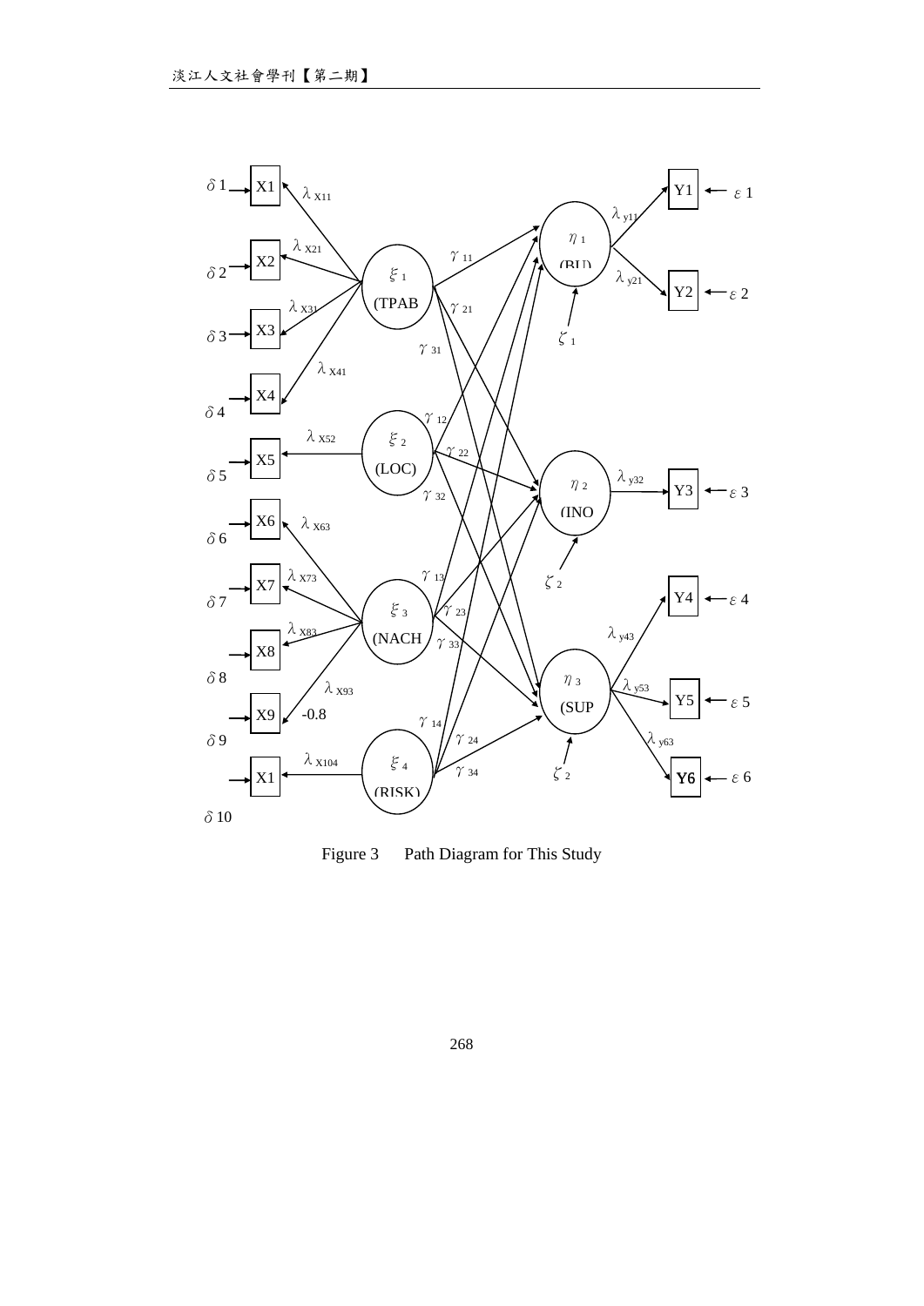Figure 3　Path Diagram for This Study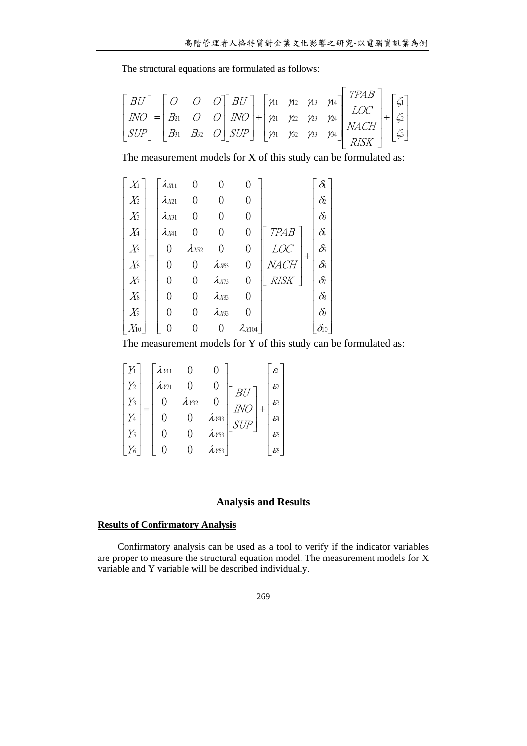The structural equations are formulated as follows:

$$
\begin{bmatrix} BU \\ INO \\ SUP \end{bmatrix} = \begin{bmatrix} O & O & O \\ B_{21} & O & O \\ B_{31} & B_{32} & O \end{bmatrix} \begin{bmatrix} BU \\ INO \\ SUP \end{bmatrix} + \begin{bmatrix} \gamma_{11} & \gamma_{12} & \gamma_{13} & \gamma_{14} \\ \gamma_{21} & \gamma_{22} & \gamma_{23} & \gamma_{24} \\ \gamma_{31} & \gamma_{32} & \gamma_{33} & \gamma_{34} \end{bmatrix} \begin{bmatrix} TPAB \\ LOC \\ NACH \\ RISK \end{bmatrix} + \begin{bmatrix} \zeta_1 \\ \zeta_2 \\ \zeta_3 \end{bmatrix}
$$

The measurement models for X of this study can be formulated as:

$$
\begin{bmatrix} X_1 \\ X_2 \\ X_3 \\ X_4 \\ X_5 \\ X_6 \\ X_7 \\ X_8 \\ X_9 \\ X_{10} \end{bmatrix} = \begin{bmatrix} \lambda_{X11} & 0 & 0 & 0 \\ \lambda_{X21} & 0 & 0 & 0 \\ \lambda_{X31} & 0 & 0 & 0 \\ \lambda_{X41} & 0 & 0 & 0 \\ 0 & \lambda_{X52} & 0 & 0 \\ 0 & 0 & \lambda_{X63} & 0 \\ 0 & 0 & \lambda_{X73} & 0 \\ 0 & 0 & \lambda_{X83} & 0 \\ 0 & 0 & \lambda_{X93} & 0 \\ 0 & 0 & 0 & \lambda_{X104} \end{bmatrix} \begin{bmatrix} TPAB \\ LOC \\ NACH \\ RISK \end{bmatrix} + \begin{bmatrix} \delta_1 \\ \delta_2 \\ \delta_3 \\ \delta_4 \\ \delta_5 \\ \delta_6 \\ \delta_7 \\ \delta_8 \\ \delta_9 \\ \delta_{10} \end{bmatrix}
$$

The measurement models for Y of this study can be formulated as:

$$
\begin{bmatrix} Y_1 \\ Y_2 \\ Y_3 \\ Y_4 \\ Y_5 \\ Y_6 \end{bmatrix} = \begin{bmatrix} \lambda_{Y11} & 0 & 0 \\ \lambda_{Y21} & 0 & 0 \\ 0 & \lambda_{Y32} & 0 \\ 0 & 0 & \lambda_{Y43} \\ 0 & 0 & \lambda_{Y53} \\ 0 & 0 & \lambda_{Y63} \end{bmatrix} \begin{bmatrix} BU \\ INO \\ SUP \end{bmatrix} + \begin{bmatrix} \varepsilon_1 \\ \varepsilon_2 \\ \varepsilon_3 \\ \varepsilon_4 \\ \varepsilon_5 \\ \varepsilon_6 \end{bmatrix}
$$

## Analysis and Results

### Results of Confirmatory Analysis

Confirmatory analysis can be used as a tool to verify if the indicator variables are proper to measure the structural equation model. The measurement models for X variable and Y variable will be described individually.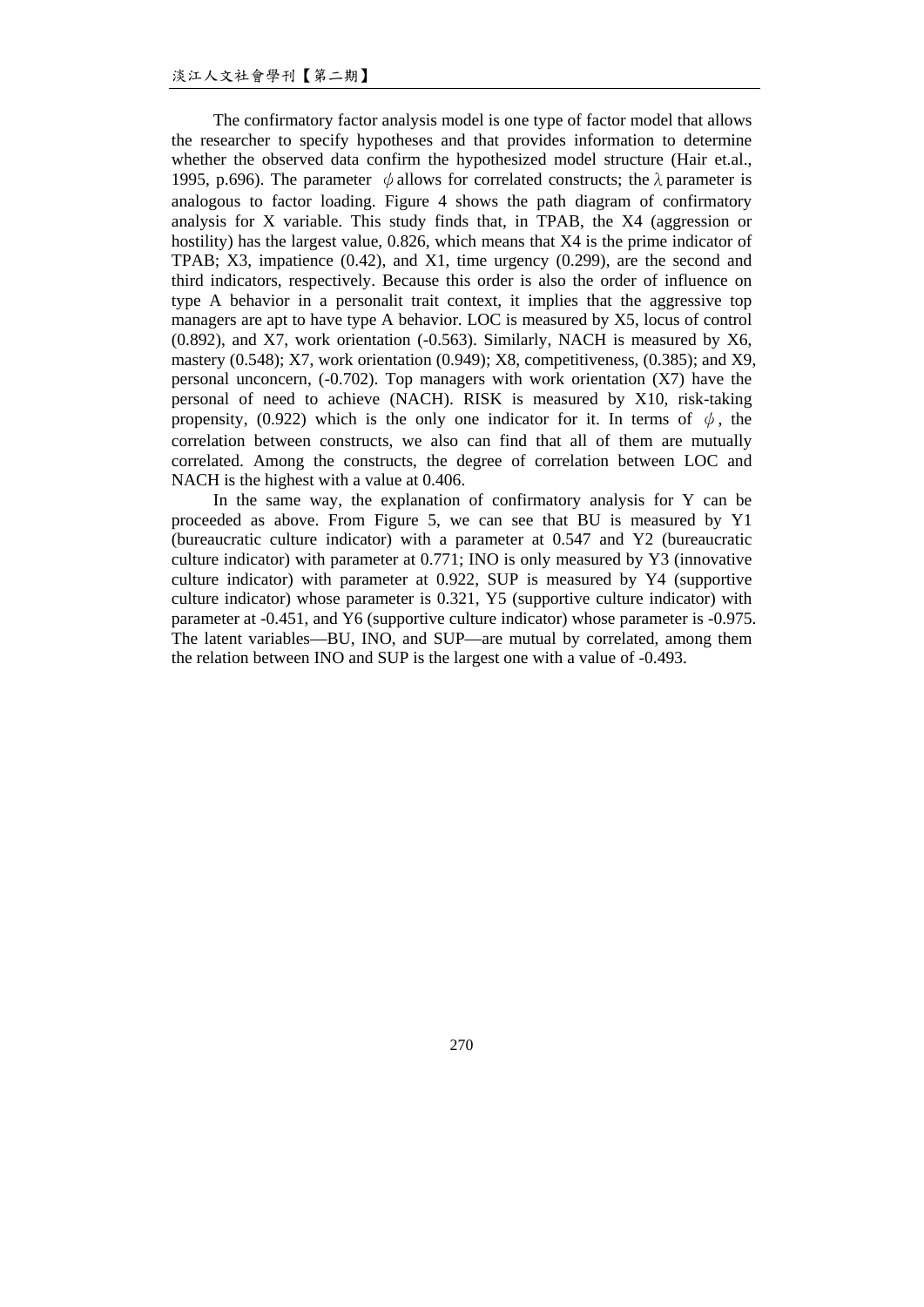The confirmatory factor analysis model is one type of factor model that allows the researcher to specify hypotheses and that provides information to determine whether the observed data confirm the hypothesized model structure (Hair et.al., 1995, p.696). The parameter $\phi$ allows for correlated constructs; the $\lambda$ parameter is analogous to factor loading. Figure 4 shows the path diagram of confirmatory analysis for X variable. This study finds that, in TPAB, the X4 (aggression or hostility) has the largest value, 0.826, which means that X4 is the prime indicator of TPAB; X3, impatience (0.42), and X1, time urgency (0.299), are the second and third indicators, respectively. Because this order is also the order of influence on type A behavior in a personalit trait context, it implies that the aggressive top managers are apt to have type A behavior. LOC is measured by X5, locus of control (0.892), and X7, work orientation (-0.563). Similarly, NACH is measured by X6, mastery (0.548); X7, work orientation (0.949); X8, competitiveness, (0.385); and X9, personal unconcern, (-0.702). Top managers with work orientation (X7) have the personal of need to achieve (NACH). RISK is measured by X10, risk-taking propensity, (0.922) which is the only one indicator for it. In terms of $\phi$, the correlation between constructs, we also can find that all of them are mutually correlated. Among the constructs, the degree of correlation between LOC and NACH is the highest with a value at 0.406.

In the same way, the explanation of confirmatory analysis for Y can be proceeded as above. From Figure 5, we can see that BU is measured by Y1 (bureaucratic culture indicator) with a parameter at 0.547 and Y2 (bureaucratic culture indicator) with parameter at 0.771; INO is only measured by Y3 (innovative culture indicator) with parameter at 0.922, SUP is measured by Y4 (supportive culture indicator) whose parameter is 0.321, Y5 (supportive culture indicator) with parameter at -0.451, and Y6 (supportive culture indicator) whose parameter is -0.975. The latent variables—BU, INO, and SUP—are mutual by correlated, among them the relation between INO and SUP is the largest one with a value of -0.493.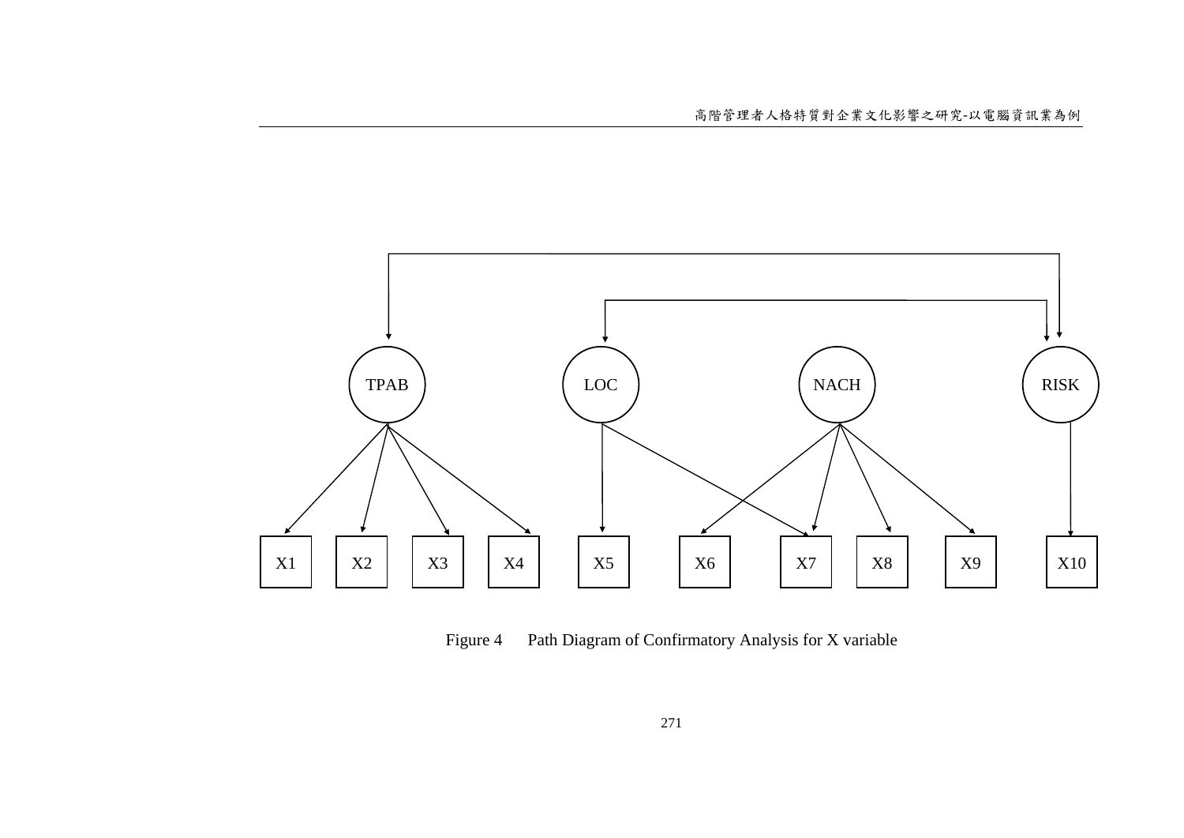TPAB

LOC

NACH

RISK

X1

X2

X3

X4

X5

X6

X7

X8

X9

X10

Figure 4　Path Diagram of Confirmatory Analysis for X variable